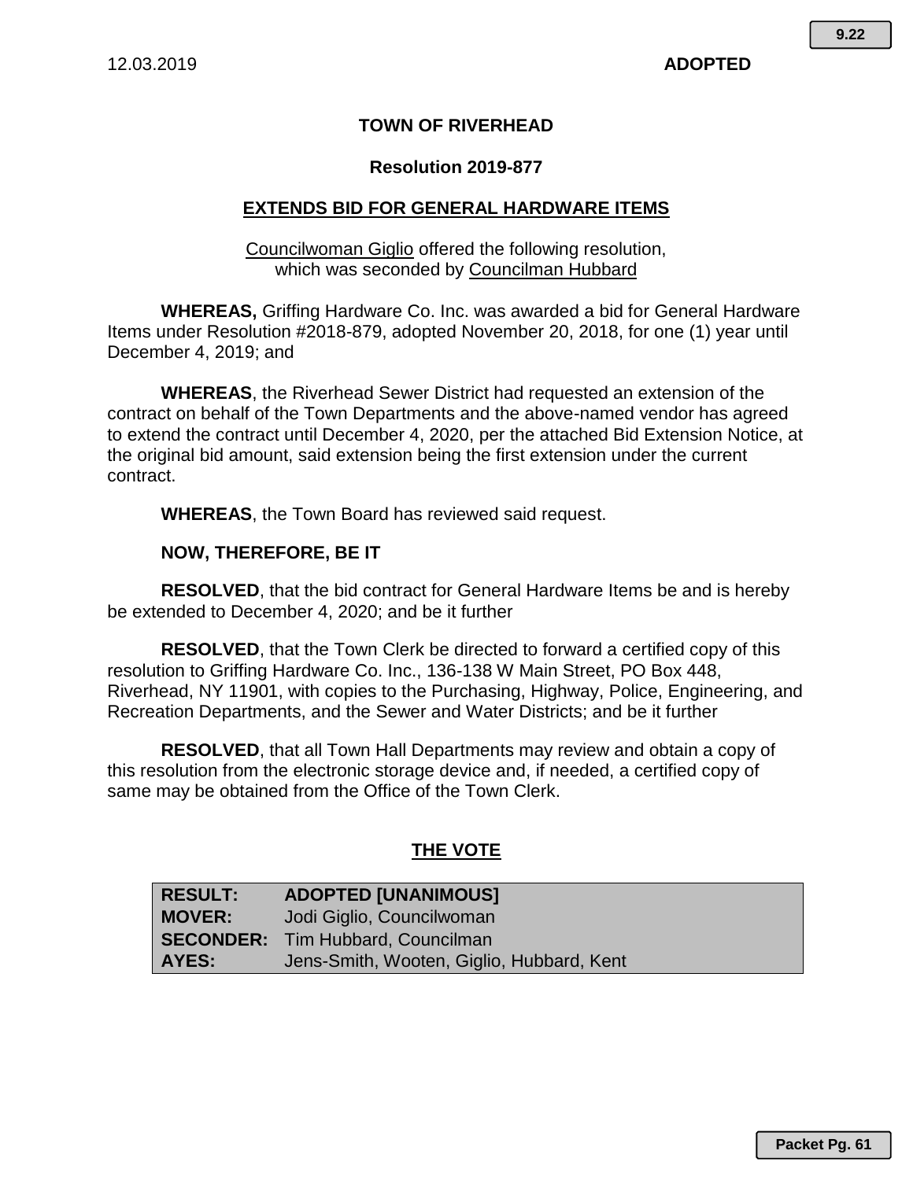12.03.2019 **ADOPTED**

**TOWN OF RIVERHEAD**

**Resolution 2019-877**

## EXTENDS BID FOR GENERAL HARDWARE ITEMS

Councilwoman Giglio offered the following resolution,
which was seconded by Councilman Hubbard

**WHEREAS,** Griffing Hardware Co. Inc. was awarded a bid for General Hardware Items under Resolution #2018-879, adopted November 20, 2018, for one (1) year until December 4, 2019; and

**WHEREAS**, the Riverhead Sewer District had requested an extension of the contract on behalf of the Town Departments and the above-named vendor has agreed to extend the contract until December 4, 2020, per the attached Bid Extension Notice, at the original bid amount, said extension being the first extension under the current contract.

**WHEREAS**, the Town Board has reviewed said request.

**NOW, THEREFORE, BE IT**

**RESOLVED**, that the bid contract for General Hardware Items be and is hereby be extended to December 4, 2020; and be it further

**RESOLVED**, that the Town Clerk be directed to forward a certified copy of this resolution to Griffing Hardware Co. Inc., 136-138 W Main Street, PO Box 448, Riverhead, NY 11901, with copies to the Purchasing, Highway, Police, Engineering, and Recreation Departments, and the Sewer and Water Districts; and be it further

**RESOLVED**, that all Town Hall Departments may review and obtain a copy of this resolution from the electronic storage device and, if needed, a certified copy of same may be obtained from the Office of the Town Clerk.

## THE VOTE

| | |
|---|---|
| **RESULT:** | **ADOPTED [UNANIMOUS]** |
| **MOVER:** | Jodi Giglio, Councilwoman |
| **SECONDER:** | Tim Hubbard, Councilman |
| **AYES:** | Jens-Smith, Wooten, Giglio, Hubbard, Kent |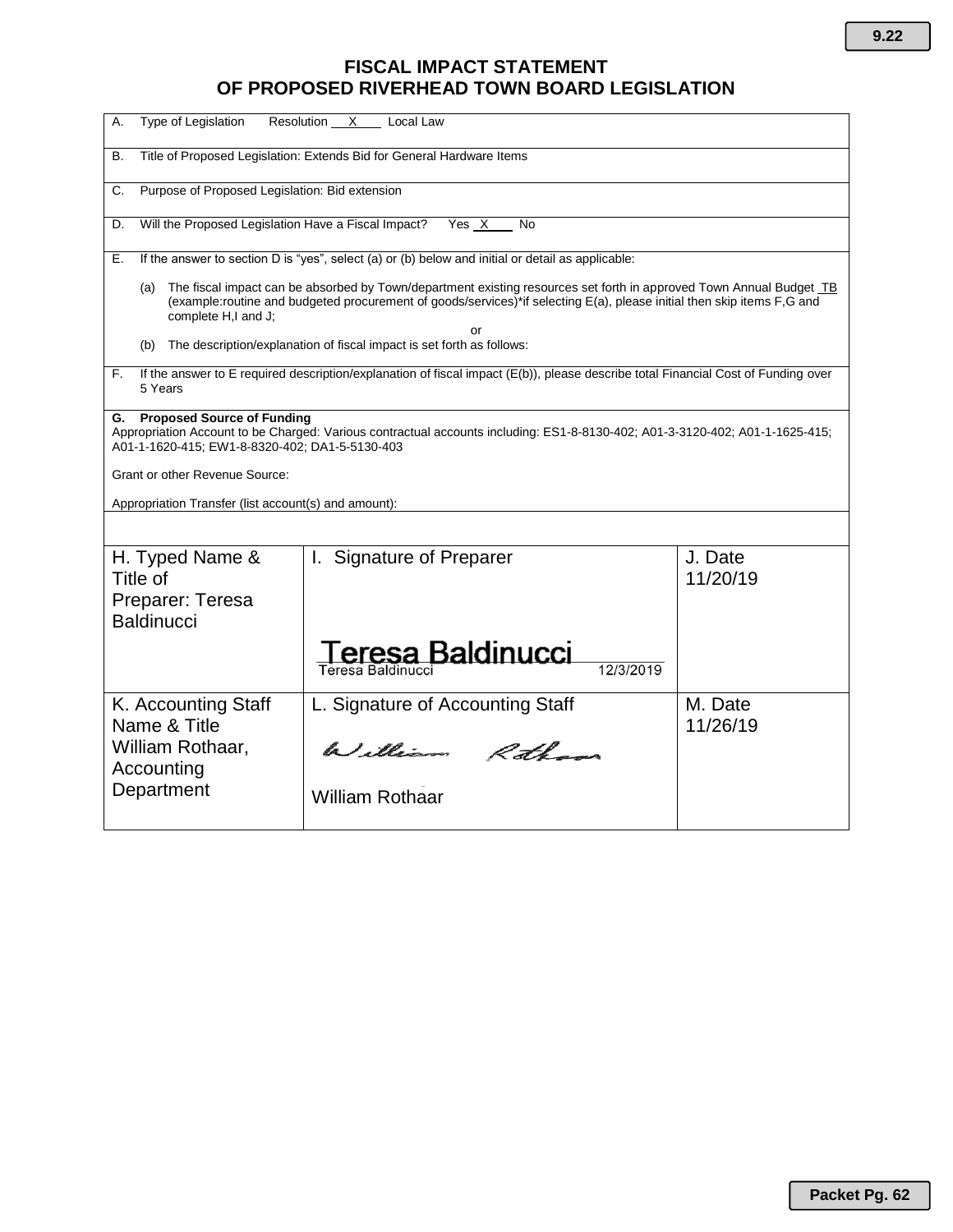# FISCAL IMPACT STATEMENT
# OF PROPOSED RIVERHEAD TOWN BOARD LEGISLATION

A. Type of Legislation Resolution \_\_X\_\_\_\_ Local Law

B. Title of Proposed Legislation: Extends Bid for General Hardware Items

C. Purpose of Proposed Legislation: Bid extension

D. Will the Proposed Legislation Have a Fiscal Impact? Yes \_X\_\_\_ No

E. If the answer to section D is "yes", select (a) or (b) below and initial or detail as applicable:

(a) The fiscal impact can be absorbed by Town/department existing resources set forth in approved Town Annual Budget \_TB (example:routine and budgeted procurement of goods/services)*if selecting E(a), please initial then skip items F,G and complete H,I and J;

or

(b) The description/explanation of fiscal impact is set forth as follows:

F. If the answer to E required description/explanation of fiscal impact (E(b)), please describe total Financial Cost of Funding over 5 Years

**G. Proposed Source of Funding**

Appropriation Account to be Charged: Various contractual accounts including: ES1-8-8130-402; A01-3-3120-402; A01-1-1625-415; A01-1-1620-415; EW1-8-8320-402; DA1-5-5130-403

Grant or other Revenue Source:

Appropriation Transfer (list account(s) and amount):

| H. Typed Name & Title of Preparer: Teresa Baldinucci | I. Signature of Preparer<br>Teresa Baldinucci<br>Teresa Baldinucci 12/3/2019 | J. Date<br>11/20/19 |
|---|---|---|
| K. Accounting Staff Name & Title<br>William Rothaar, Accounting Department | L. Signature of Accounting Staff<br>William Rothaar<br>William Rothaar | M. Date<br>11/26/19 |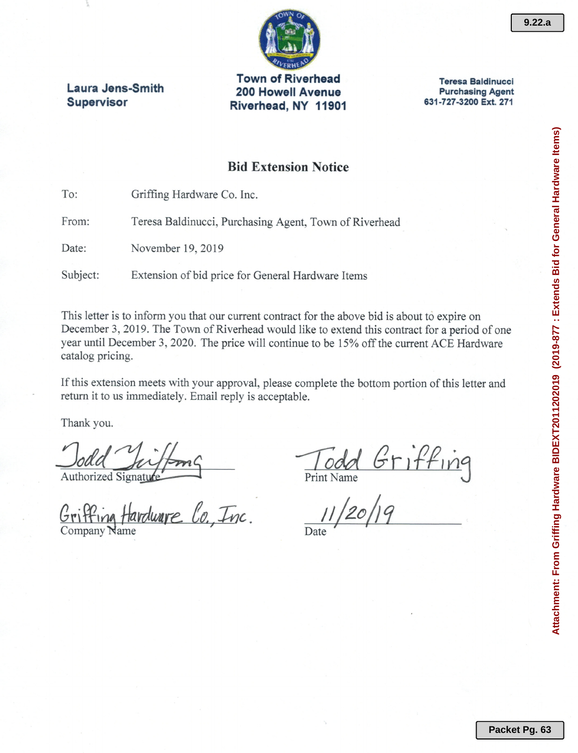Laura Jens-Smith
Supervisor

Town of Riverhead
200 Howell Avenue
Riverhead, NY 11901

Teresa Baldinucci
Purchasing Agent
631-727-3200 Ext. 271

# Bid Extension Notice

To: Griffing Hardware Co. Inc.

From: Teresa Baldinucci, Purchasing Agent, Town of Riverhead

Date: November 19, 2019

Subject: Extension of bid price for General Hardware Items

This letter is to inform you that our current contract for the above bid is about to expire on December 3, 2019. The Town of Riverhead would like to extend this contract for a period of one year until December 3, 2020. The price will continue to be 15% off the current ACE Hardware catalog pricing.

If this extension meets with your approval, please complete the bottom portion of this letter and return it to us immediately. Email reply is acceptable.

Thank you.

Todd Griffing
Authorized Signature

Todd Griffing
Print Name

Griffing Hardware Co, Inc.
Company Name

11/20/19
Date